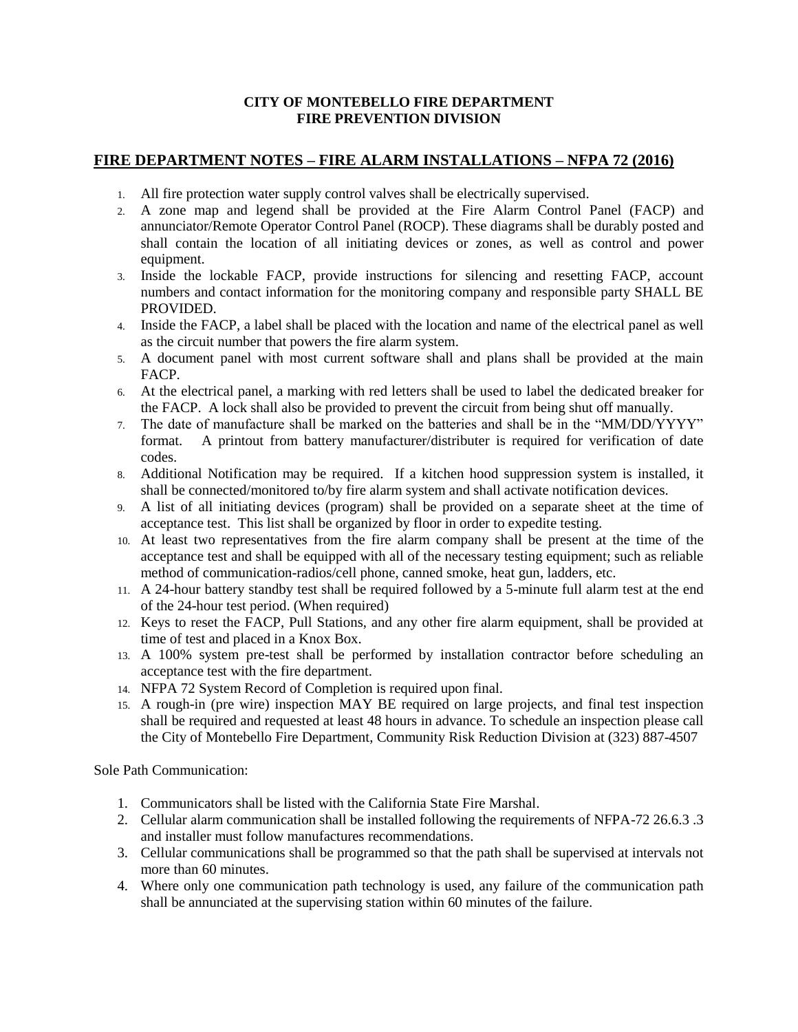**CITY OF MONTEBELLO FIRE DEPARTMENT**
**FIRE PREVENTION DIVISION**

## FIRE DEPARTMENT NOTES – FIRE ALARM INSTALLATIONS – NFPA 72 (2016)

1. All fire protection water supply control valves shall be electrically supervised.
2. A zone map and legend shall be provided at the Fire Alarm Control Panel (FACP) and annunciator/Remote Operator Control Panel (ROCP). These diagrams shall be durably posted and shall contain the location of all initiating devices or zones, as well as control and power equipment.
3. Inside the lockable FACP, provide instructions for silencing and resetting FACP, account numbers and contact information for the monitoring company and responsible party SHALL BE PROVIDED.
4. Inside the FACP, a label shall be placed with the location and name of the electrical panel as well as the circuit number that powers the fire alarm system.
5. A document panel with most current software shall and plans shall be provided at the main FACP.
6. At the electrical panel, a marking with red letters shall be used to label the dedicated breaker for the FACP. A lock shall also be provided to prevent the circuit from being shut off manually.
7. The date of manufacture shall be marked on the batteries and shall be in the "MM/DD/YYYY" format. A printout from battery manufacturer/distributer is required for verification of date codes.
8. Additional Notification may be required. If a kitchen hood suppression system is installed, it shall be connected/monitored to/by fire alarm system and shall activate notification devices.
9. A list of all initiating devices (program) shall be provided on a separate sheet at the time of acceptance test. This list shall be organized by floor in order to expedite testing.
10. At least two representatives from the fire alarm company shall be present at the time of the acceptance test and shall be equipped with all of the necessary testing equipment; such as reliable method of communication-radios/cell phone, canned smoke, heat gun, ladders, etc.
11. A 24-hour battery standby test shall be required followed by a 5-minute full alarm test at the end of the 24-hour test period. (When required)
12. Keys to reset the FACP, Pull Stations, and any other fire alarm equipment, shall be provided at time of test and placed in a Knox Box.
13. A 100% system pre-test shall be performed by installation contractor before scheduling an acceptance test with the fire department.
14. NFPA 72 System Record of Completion is required upon final.
15. A rough-in (pre wire) inspection MAY BE required on large projects, and final test inspection shall be required and requested at least 48 hours in advance. To schedule an inspection please call the City of Montebello Fire Department, Community Risk Reduction Division at (323) 887-4507

Sole Path Communication:

1. Communicators shall be listed with the California State Fire Marshal.
2. Cellular alarm communication shall be installed following the requirements of NFPA-72 26.6.3 .3 and installer must follow manufactures recommendations.
3. Cellular communications shall be programmed so that the path shall be supervised at intervals not more than 60 minutes.
4. Where only one communication path technology is used, any failure of the communication path shall be annunciated at the supervising station within 60 minutes of the failure.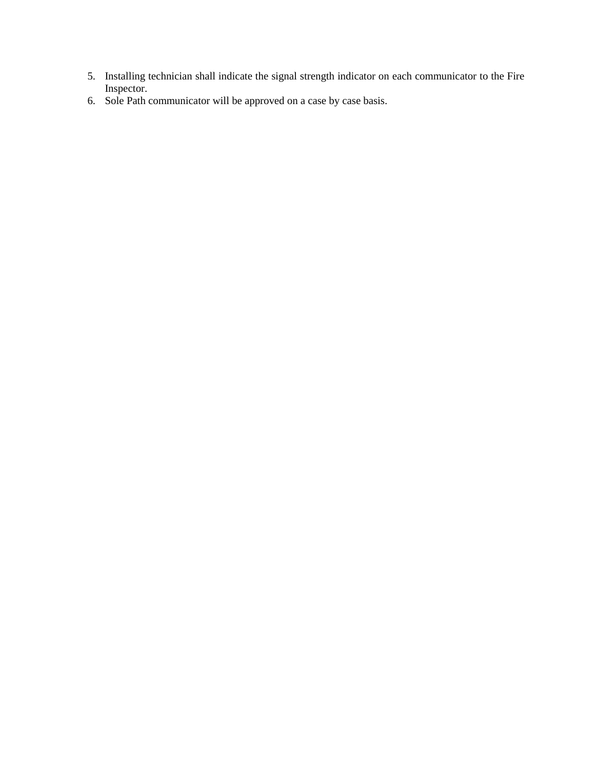5. Installing technician shall indicate the signal strength indicator on each communicator to the Fire Inspector.
6. Sole Path communicator will be approved on a case by case basis.